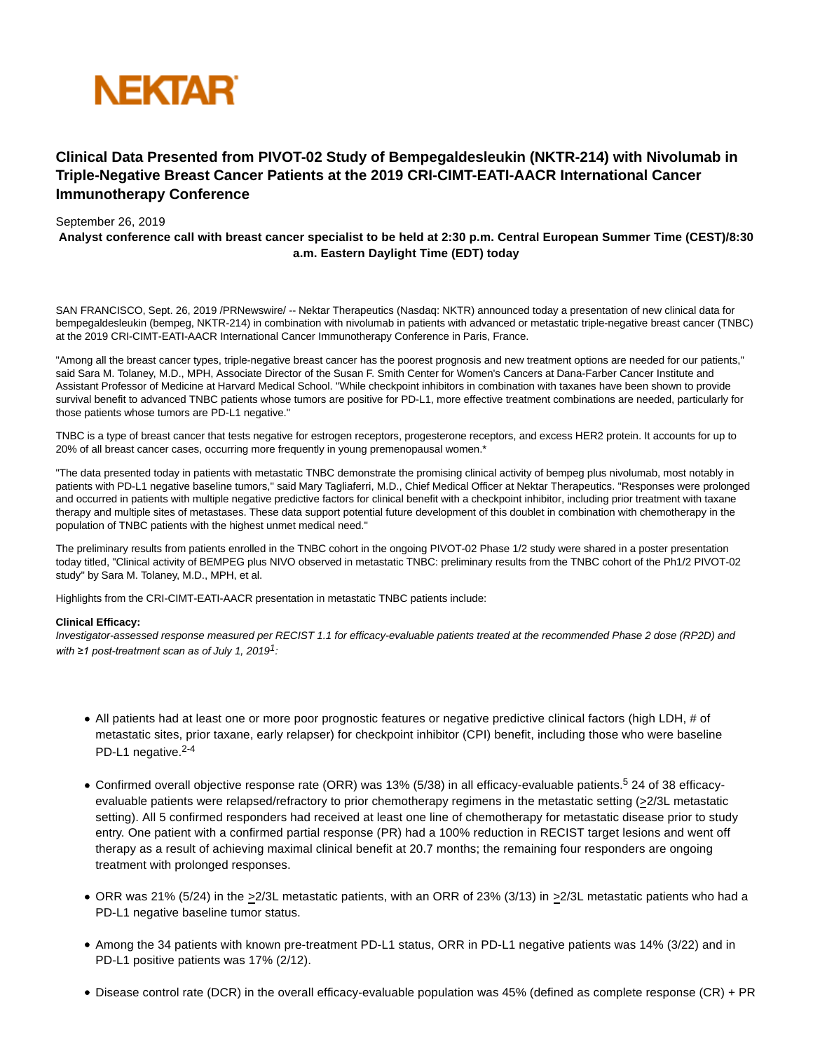NEKTAR

# Clinical Data Presented from PIVOT-02 Study of Bempegaldesleukin (NKTR-214) with Nivolumab in Triple-Negative Breast Cancer Patients at the 2019 CRI-CIMT-EATI-AACR International Cancer Immunotherapy Conference

September 26, 2019

**Analyst conference call with breast cancer specialist to be held at 2:30 p.m. Central European Summer Time (CEST)/8:30 a.m. Eastern Daylight Time (EDT) today**

SAN FRANCISCO, Sept. 26, 2019 /PRNewswire/ -- Nektar Therapeutics (Nasdaq: NKTR) announced today a presentation of new clinical data for bempegaldesleukin (bempeg, NKTR-214) in combination with nivolumab in patients with advanced or metastatic triple-negative breast cancer (TNBC) at the 2019 CRI-CIMT-EATI-AACR International Cancer Immunotherapy Conference in Paris, France.

"Among all the breast cancer types, triple-negative breast cancer has the poorest prognosis and new treatment options are needed for our patients," said Sara M. Tolaney, M.D., MPH, Associate Director of the Susan F. Smith Center for Women's Cancers at Dana-Farber Cancer Institute and Assistant Professor of Medicine at Harvard Medical School. "While checkpoint inhibitors in combination with taxanes have been shown to provide survival benefit to advanced TNBC patients whose tumors are positive for PD-L1, more effective treatment combinations are needed, particularly for those patients whose tumors are PD-L1 negative."

TNBC is a type of breast cancer that tests negative for estrogen receptors, progesterone receptors, and excess HER2 protein. It accounts for up to 20% of all breast cancer cases, occurring more frequently in young premenopausal women.*

"The data presented today in patients with metastatic TNBC demonstrate the promising clinical activity of bempeg plus nivolumab, most notably in patients with PD-L1 negative baseline tumors," said Mary Tagliaferri, M.D., Chief Medical Officer at Nektar Therapeutics. "Responses were prolonged and occurred in patients with multiple negative predictive factors for clinical benefit with a checkpoint inhibitor, including prior treatment with taxane therapy and multiple sites of metastases. These data support potential future development of this doublet in combination with chemotherapy in the population of TNBC patients with the highest unmet medical need."

The preliminary results from patients enrolled in the TNBC cohort in the ongoing PIVOT-02 Phase 1/2 study were shared in a poster presentation today titled, "Clinical activity of BEMPEG plus NIVO observed in metastatic TNBC: preliminary results from the TNBC cohort of the Ph1/2 PIVOT-02 study" by Sara M. Tolaney, M.D., MPH, et al.

Highlights from the CRI-CIMT-EATI-AACR presentation in metastatic TNBC patients include:

**Clinical Efficacy:**
*Investigator-assessed response measured per RECIST 1.1 for efficacy-evaluable patients treated at the recommended Phase 2 dose (RP2D) and with ≥1 post-treatment scan as of July 1, 2019[1]:*

- All patients had at least one or more poor prognostic features or negative predictive clinical factors (high LDH, # of metastatic sites, prior taxane, early relapser) for checkpoint inhibitor (CPI) benefit, including those who were baseline PD-L1 negative.[2-4]
- Confirmed overall objective response rate (ORR) was 13% (5/38) in all efficacy-evaluable patients.[5] 24 of 38 efficacy-evaluable patients were relapsed/refractory to prior chemotherapy regimens in the metastatic setting (≥2/3L metastatic setting). All 5 confirmed responders had received at least one line of chemotherapy for metastatic disease prior to study entry. One patient with a confirmed partial response (PR) had a 100% reduction in RECIST target lesions and went off therapy as a result of achieving maximal clinical benefit at 20.7 months; the remaining four responders are ongoing treatment with prolonged responses.
- ORR was 21% (5/24) in the ≥2/3L metastatic patients, with an ORR of 23% (3/13) in ≥2/3L metastatic patients who had a PD-L1 negative baseline tumor status.
- Among the 34 patients with known pre-treatment PD-L1 status, ORR in PD-L1 negative patients was 14% (3/22) and in PD-L1 positive patients was 17% (2/12).
- Disease control rate (DCR) in the overall efficacy-evaluable population was 45% (defined as complete response (CR) + PR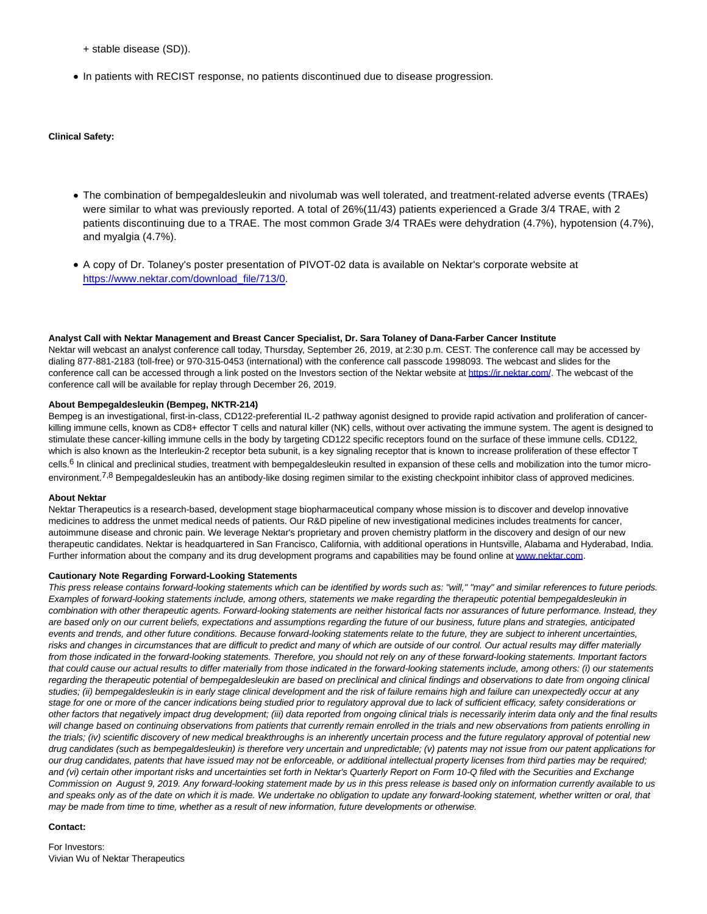+ stable disease (SD)).

- In patients with RECIST response, no patients discontinued due to disease progression.

**Clinical Safety:**

- The combination of bempegaldesleukin and nivolumab was well tolerated, and treatment-related adverse events (TRAEs) were similar to what was previously reported. A total of 26%(11/43) patients experienced a Grade 3/4 TRAE, with 2 patients discontinuing due to a TRAE. The most common Grade 3/4 TRAEs were dehydration (4.7%), hypotension (4.7%), and myalgia (4.7%).
- A copy of Dr. Tolaney's poster presentation of PIVOT-02 data is available on Nektar's corporate website at [https://www.nektar.com/download_file/713/0](https://www.nektar.com/download_file/713/0).

**Analyst Call with Nektar Management and Breast Cancer Specialist, Dr. Sara Tolaney of Dana-Farber Cancer Institute**
Nektar will webcast an analyst conference call today, Thursday, September 26, 2019, at 2:30 p.m. CEST. The conference call may be accessed by dialing 877-881-2183 (toll-free) or 970-315-0453 (international) with the conference call passcode 1998093. The webcast and slides for the conference call can be accessed through a link posted on the Investors section of the Nektar website at [https://ir.nektar.com/](https://ir.nektar.com/). The webcast of the conference call will be available for replay through December 26, 2019.

**About Bempegaldesleukin (Bempeg, NKTR-214)**
Bempeg is an investigational, first-in-class, CD122-preferential IL-2 pathway agonist designed to provide rapid activation and proliferation of cancer-killing immune cells, known as CD8+ effector T cells and natural killer (NK) cells, without over activating the immune system. The agent is designed to stimulate these cancer-killing immune cells in the body by targeting CD122 specific receptors found on the surface of these immune cells. CD122, which is also known as the Interleukin-2 receptor beta subunit, is a key signaling receptor that is known to increase proliferation of these effector T cells.[6] In clinical and preclinical studies, treatment with bempegaldesleukin resulted in expansion of these cells and mobilization into the tumor micro-environment.[7,8] Bempegaldesleukin has an antibody-like dosing regimen similar to the existing checkpoint inhibitor class of approved medicines.

**About Nektar**
Nektar Therapeutics is a research-based, development stage biopharmaceutical company whose mission is to discover and develop innovative medicines to address the unmet medical needs of patients. Our R&D pipeline of new investigational medicines includes treatments for cancer, autoimmune disease and chronic pain. We leverage Nektar's proprietary and proven chemistry platform in the discovery and design of our new therapeutic candidates. Nektar is headquartered in San Francisco, California, with additional operations in Huntsville, Alabama and Hyderabad, India. Further information about the company and its drug development programs and capabilities may be found online at [www.nektar.com](http://www.nektar.com).

**Cautionary Note Regarding Forward-Looking Statements**
*This press release contains forward-looking statements which can be identified by words such as: "will," "may" and similar references to future periods. Examples of forward-looking statements include, among others, statements we make regarding the therapeutic potential bempegaldesleukin in combination with other therapeutic agents. Forward-looking statements are neither historical facts nor assurances of future performance. Instead, they are based only on our current beliefs, expectations and assumptions regarding the future of our business, future plans and strategies, anticipated events and trends, and other future conditions. Because forward-looking statements relate to the future, they are subject to inherent uncertainties, risks and changes in circumstances that are difficult to predict and many of which are outside of our control. Our actual results may differ materially from those indicated in the forward-looking statements. Therefore, you should not rely on any of these forward-looking statements. Important factors that could cause our actual results to differ materially from those indicated in the forward-looking statements include, among others: (i) our statements regarding the therapeutic potential of bempegaldesleukin are based on preclinical and clinical findings and observations to date from ongoing clinical studies; (ii) bempegaldesleukin is in early stage clinical development and the risk of failure remains high and failure can unexpectedly occur at any stage for one or more of the cancer indications being studied prior to regulatory approval due to lack of sufficient efficacy, safety considerations or other factors that negatively impact drug development; (iii) data reported from ongoing clinical trials is necessarily interim data only and the final results will change based on continuing observations from patients that currently remain enrolled in the trials and new observations from patients enrolling in the trials; (iv) scientific discovery of new medical breakthroughs is an inherently uncertain process and the future regulatory approval of potential new drug candidates (such as bempegaldesleukin) is therefore very uncertain and unpredictable; (v) patents may not issue from our patent applications for our drug candidates, patents that have issued may not be enforceable, or additional intellectual property licenses from third parties may be required; and (vi) certain other important risks and uncertainties set forth in Nektar's Quarterly Report on Form 10-Q filed with the Securities and Exchange Commission on August 9, 2019. Any forward-looking statement made by us in this press release is based only on information currently available to us and speaks only as of the date on which it is made. We undertake no obligation to update any forward-looking statement, whether written or oral, that may be made from time to time, whether as a result of new information, future developments or otherwise.*

**Contact:**

For Investors:
Vivian Wu of Nektar Therapeutics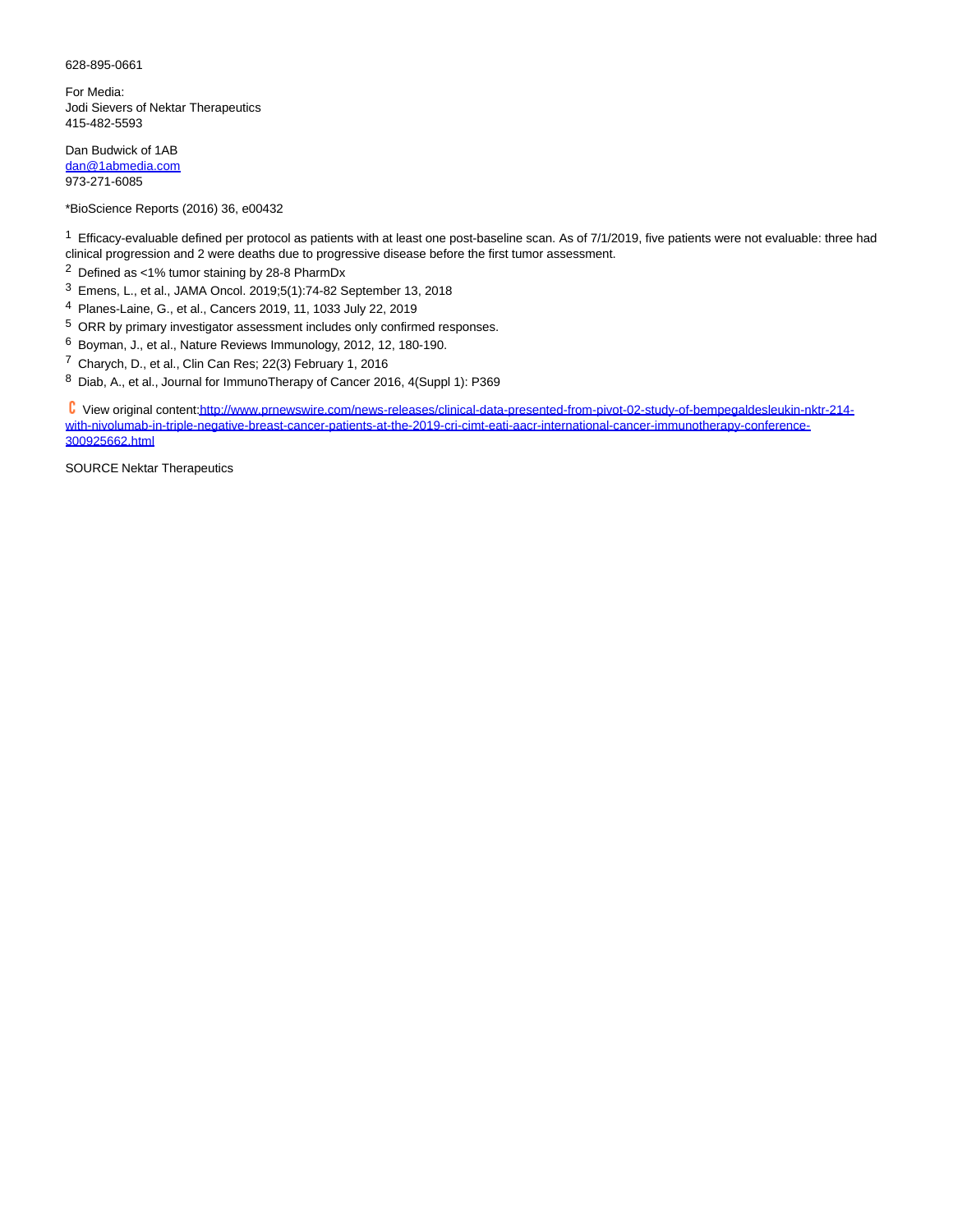628-895-0661

For Media:
Jodi Sievers of Nektar Therapeutics
415-482-5593

Dan Budwick of 1AB
dan@1abmedia.com
973-271-6085

*BioScience Reports (2016) 36, e00432

[1] Efficacy-evaluable defined per protocol as patients with at least one post-baseline scan. As of 7/1/2019, five patients were not evaluable: three had clinical progression and 2 were deaths due to progressive disease before the first tumor assessment.

[2] Defined as <1% tumor staining by 28-8 PharmDx

[3] Emens, L., et al., JAMA Oncol. 2019;5(1):74-82 September 13, 2018

[4] Planes-Laine, G., et al., Cancers 2019, 11, 1033 July 22, 2019

[5] ORR by primary investigator assessment includes only confirmed responses.

[6] Boyman, J., et al., Nature Reviews Immunology, 2012, 12, 180-190.

[7] Charych, D., et al., Clin Can Res; 22(3) February 1, 2016

[8] Diab, A., et al., Journal for ImmunoTherapy of Cancer 2016, 4(Suppl 1): P369

View original content:http://www.prnewswire.com/news-releases/clinical-data-presented-from-pivot-02-study-of-bempegaldesleukin-nktr-214-with-nivolumab-in-triple-negative-breast-cancer-patients-at-the-2019-cri-cimt-eati-aacr-international-cancer-immunotherapy-conference-300925662.html

SOURCE Nektar Therapeutics